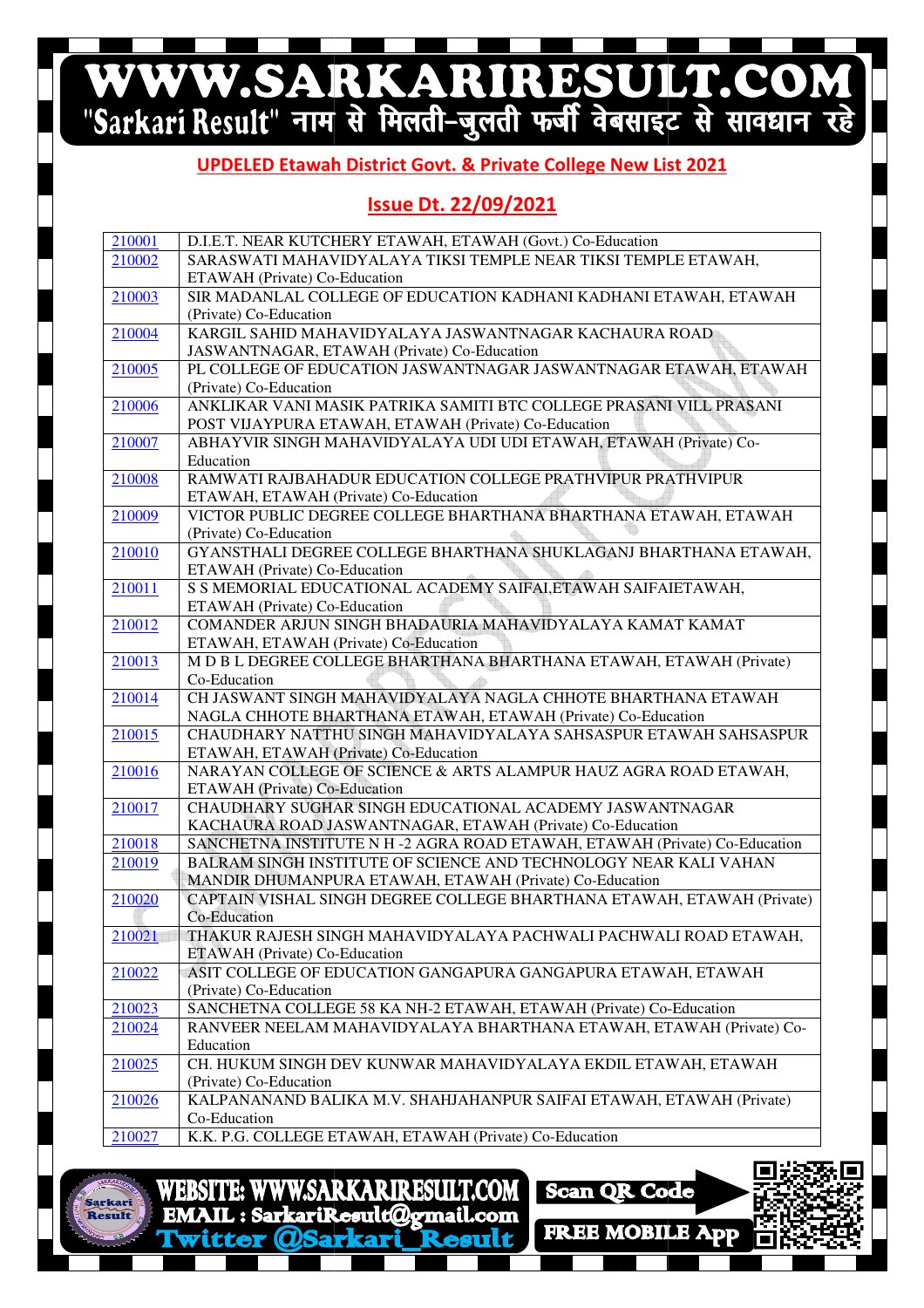# WWW.SARKARIRESULT.COM

"Sarkari Result" नाम से मिलती-जुलती फर्जी वेबसाइट से सावधान रहे

## UPDELED Etawah District Govt. & Private College New List 2021

## Issue Dt. 22/09/2021

| Code | College |
|---|---|
| 210001 | D.I.E.T. NEAR KUTCHERY ETAWAH, ETAWAH (Govt.) Co-Education |
| 210002 | SARASWATI MAHAVIDYALAYA TIKSI TEMPLE NEAR TIKSI TEMPLE ETAWAH, ETAWAH (Private) Co-Education |
| 210003 | SIR MADANLAL COLLEGE OF EDUCATION KADHANI KADHANI ETAWAH, ETAWAH (Private) Co-Education |
| 210004 | KARGIL SAHID MAHAVIDYALAYA JASWANTNAGAR KACHAURA ROAD JASWANTNAGAR, ETAWAH (Private) Co-Education |
| 210005 | PL COLLEGE OF EDUCATION JASWANTNAGAR JASWANTNAGAR ETAWAH, ETAWAH (Private) Co-Education |
| 210006 | ANKLIKAR VANI MASIK PATRIKA SAMITI BTC COLLEGE PRASANI VILL PRASANI POST VIJAYPURA ETAWAH, ETAWAH (Private) Co-Education |
| 210007 | ABHAYVIR SINGH MAHAVIDYALAYA UDI UDI ETAWAH, ETAWAH (Private) Co-Education |
| 210008 | RAMWATI RAJBAHADUR EDUCATION COLLEGE PRATHVIPUR PRATHVIPUR ETAWAH, ETAWAH (Private) Co-Education |
| 210009 | VICTOR PUBLIC DEGREE COLLEGE BHARTHANA BHARTHANA ETAWAH, ETAWAH (Private) Co-Education |
| 210010 | GYANSTHALI DEGREE COLLEGE BHARTHANA SHUKLAGANJ BHARTHANA ETAWAH, ETAWAH (Private) Co-Education |
| 210011 | S S MEMORIAL EDUCATIONAL ACADEMY SAIFAI,ETAWAH SAIFAIETAWAH, ETAWAH (Private) Co-Education |
| 210012 | COMANDER ARJUN SINGH BHADAURIA MAHAVIDYALAYA KAMAT KAMAT ETAWAH, ETAWAH (Private) Co-Education |
| 210013 | M D B L DEGREE COLLEGE BHARTHANA BHARTHANA ETAWAH, ETAWAH (Private) Co-Education |
| 210014 | CH JASWANT SINGH MAHAVIDYALAYA NAGLA CHHOTE BHARTHANA ETAWAH NAGLA CHHOTE BHARTHANA ETAWAH, ETAWAH (Private) Co-Education |
| 210015 | CHAUDHARY NATTHU SINGH MAHAVIDYALAYA SAHSASPUR ETAWAH SAHSASPUR ETAWAH, ETAWAH (Private) Co-Education |
| 210016 | NARAYAN COLLEGE OF SCIENCE & ARTS ALAMPUR HAUZ AGRA ROAD ETAWAH, ETAWAH (Private) Co-Education |
| 210017 | CHAUDHARY SUGHAR SINGH EDUCATIONAL ACADEMY JASWANTNAGAR KACHAURA ROAD JASWANTNAGAR, ETAWAH (Private) Co-Education |
| 210018 | SANCHETNA INSTITUTE N H -2 AGRA ROAD ETAWAH, ETAWAH (Private) Co-Education |
| 210019 | BALRAM SINGH INSTITUTE OF SCIENCE AND TECHNOLOGY NEAR KALI VAHAN MANDIR DHUMANPURA ETAWAH, ETAWAH (Private) Co-Education |
| 210020 | CAPTAIN VISHAL SINGH DEGREE COLLEGE BHARTHANA ETAWAH, ETAWAH (Private) Co-Education |
| 210021 | THAKUR RAJESH SINGH MAHAVIDYALAYA PACHWALI PACHWALI ROAD ETAWAH, ETAWAH (Private) Co-Education |
| 210022 | ASIT COLLEGE OF EDUCATION GANGAPURA GANGAPURA ETAWAH, ETAWAH (Private) Co-Education |
| 210023 | SANCHETNA COLLEGE 58 KA NH-2 ETAWAH, ETAWAH (Private) Co-Education |
| 210024 | RANVEER NEELAM MAHAVIDYALAYA BHARTHANA ETAWAH, ETAWAH (Private) Co-Education |
| 210025 | CH. HUKUM SINGH DEV KUNWAR MAHAVIDYALAYA EKDIL ETAWAH, ETAWAH (Private) Co-Education |
| 210026 | KALPANANAND BALIKA M.V. SHAHJAHANPUR SAIFAI ETAWAH, ETAWAH (Private) Co-Education |
| 210027 | K.K. P.G. COLLEGE ETAWAH, ETAWAH (Private) Co-Education |

WEBSITE: WWW.SARKARIRESULT.COM
EMAIL : SarkariResult@gmail.com
Twitter @Sarkari_Result

Scan QR Code
FREE MOBILE App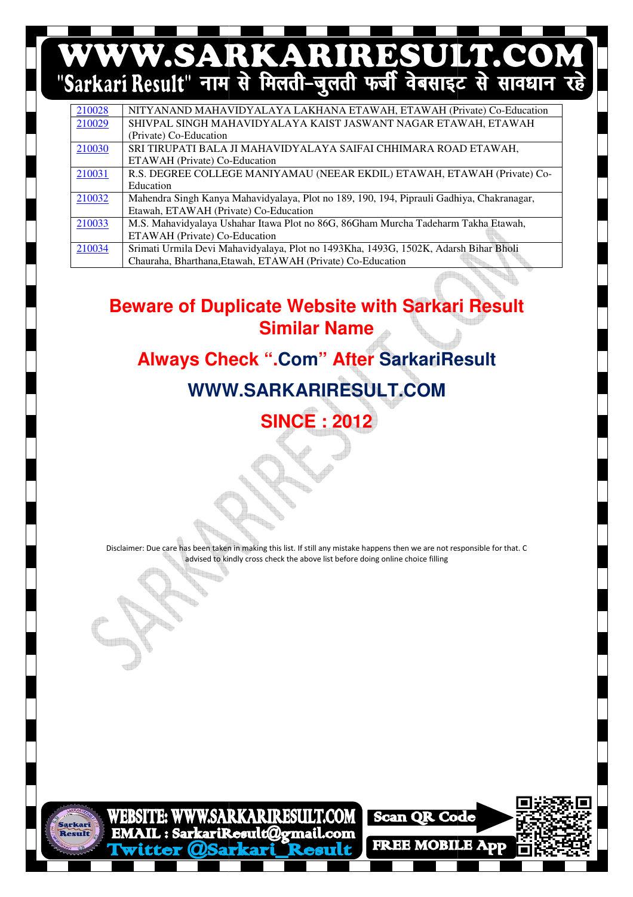| | |
|---|---|
| 210028 | NITYANAND MAHAVIDYALAYA LAKHANA ETAWAH, ETAWAH (Private) Co-Education |
| 210029 | SHIVPAL SINGH MAHAVIDYALAYA KAIST JASWANT NAGAR ETAWAH, ETAWAH (Private) Co-Education |
| 210030 | SRI TIRUPATI BALA JI MAHAVIDYALAYA SAIFAI CHHIMARA ROAD ETAWAH, ETAWAH (Private) Co-Education |
| 210031 | R.S. DEGREE COLLEGE MANIYAMAU (NEEAR EKDIL) ETAWAH, ETAWAH (Private) Co-Education |
| 210032 | Mahendra Singh Kanya Mahavidyalaya, Plot no 189, 190, 194, Piprauli Gadhiya, Chakranagar, Etawah, ETAWAH (Private) Co-Education |
| 210033 | M.S. Mahavidyalaya Ushahar Itawa Plot no 86G, 86Gham Murcha Tadeharm Takha Etawah, ETAWAH (Private) Co-Education |
| 210034 | Srimati Urmila Devi Mahavidyalaya, Plot no 1493Kha, 1493G, 1502K, Adarsh Bihar Bholi Chauraha, Bharthana,Etawah, ETAWAH (Private) Co-Education |

**Beware of Duplicate Website with Sarkari Result Similar Name**

**Always Check ".Com" After SarkariResult**

**WWW.SARKARIRESULT.COM**

**SINCE : 2012**

Disclaimer: Due care has been taken in making this list. If still any mistake happens then we are not responsible for that. C advised to kindly cross check the above list before doing online choice filling